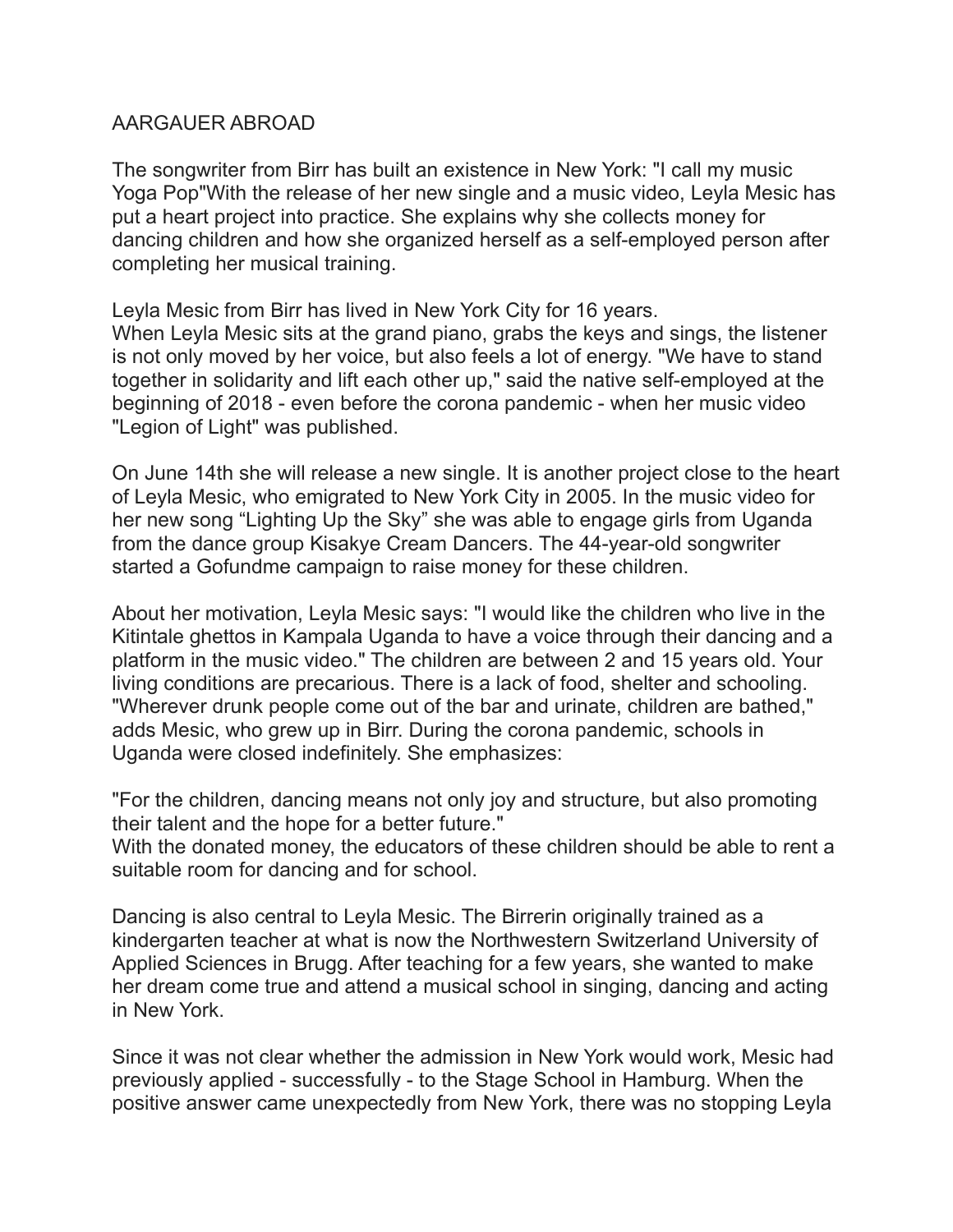AARGAUER ABROAD

The songwriter from Birr has built an existence in New York: "I call my music Yoga Pop"With the release of her new single and a music video, Leyla Mesic has put a heart project into practice. She explains why she collects money for dancing children and how she organized herself as a self-employed person after completing her musical training.

Leyla Mesic from Birr has lived in New York City for 16 years.
When Leyla Mesic sits at the grand piano, grabs the keys and sings, the listener is not only moved by her voice, but also feels a lot of energy. "We have to stand together in solidarity and lift each other up," said the native self-employed at the beginning of 2018 - even before the corona pandemic - when her music video "Legion of Light" was published.

On June 14th she will release a new single. It is another project close to the heart of Leyla Mesic, who emigrated to New York City in 2005. In the music video for her new song “Lighting Up the Sky” she was able to engage girls from Uganda from the dance group Kisakye Cream Dancers. The 44-year-old songwriter started a Gofundme campaign to raise money for these children.

About her motivation, Leyla Mesic says: "I would like the children who live in the Kitintale ghettos in Kampala Uganda to have a voice through their dancing and a platform in the music video." The children are between 2 and 15 years old. Your living conditions are precarious. There is a lack of food, shelter and schooling. "Wherever drunk people come out of the bar and urinate, children are bathed," adds Mesic, who grew up in Birr. During the corona pandemic, schools in Uganda were closed indefinitely. She emphasizes:

"For the children, dancing means not only joy and structure, but also promoting their talent and the hope for a better future."
With the donated money, the educators of these children should be able to rent a suitable room for dancing and for school.

Dancing is also central to Leyla Mesic. The Birrerin originally trained as a kindergarten teacher at what is now the Northwestern Switzerland University of Applied Sciences in Brugg. After teaching for a few years, she wanted to make her dream come true and attend a musical school in singing, dancing and acting in New York.

Since it was not clear whether the admission in New York would work, Mesic had previously applied - successfully - to the Stage School in Hamburg. When the positive answer came unexpectedly from New York, there was no stopping Leyla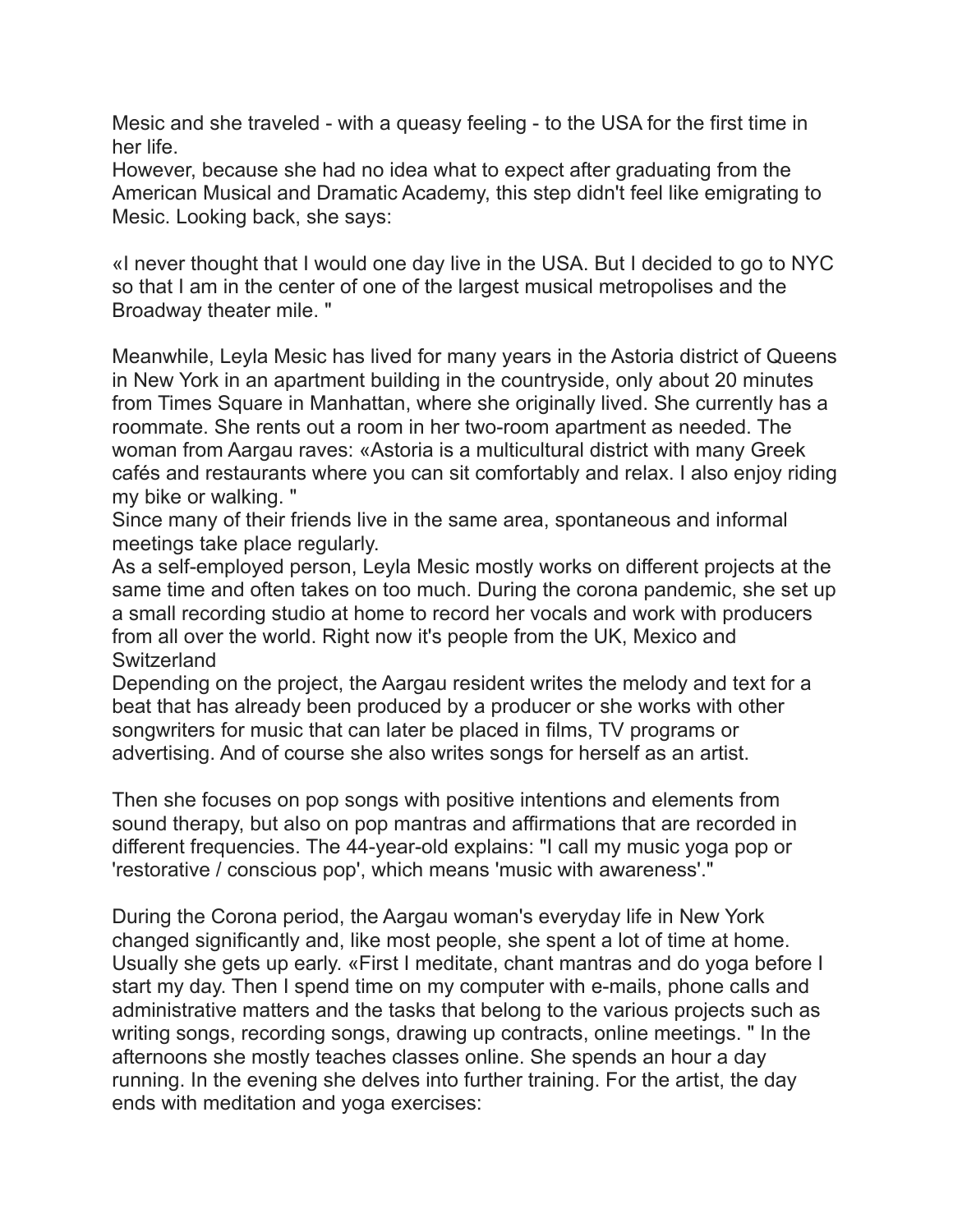Mesic and she traveled - with a queasy feeling - to the USA for the first time in her life.
However, because she had no idea what to expect after graduating from the American Musical and Dramatic Academy, this step didn't feel like emigrating to Mesic. Looking back, she says:

«I never thought that I would one day live in the USA. But I decided to go to NYC so that I am in the center of one of the largest musical metropolises and the Broadway theater mile. "

Meanwhile, Leyla Mesic has lived for many years in the Astoria district of Queens in New York in an apartment building in the countryside, only about 20 minutes from Times Square in Manhattan, where she originally lived. She currently has a roommate. She rents out a room in her two-room apartment as needed. The woman from Aargau raves: «Astoria is a multicultural district with many Greek cafés and restaurants where you can sit comfortably and relax. I also enjoy riding my bike or walking. "
Since many of their friends live in the same area, spontaneous and informal meetings take place regularly.
As a self-employed person, Leyla Mesic mostly works on different projects at the same time and often takes on too much. During the corona pandemic, she set up a small recording studio at home to record her vocals and work with producers from all over the world. Right now it's people from the UK, Mexico and Switzerland
Depending on the project, the Aargau resident writes the melody and text for a beat that has already been produced by a producer or she works with other songwriters for music that can later be placed in films, TV programs or advertising. And of course she also writes songs for herself as an artist.

Then she focuses on pop songs with positive intentions and elements from sound therapy, but also on pop mantras and affirmations that are recorded in different frequencies. The 44-year-old explains: "I call my music yoga pop or 'restorative / conscious pop', which means 'music with awareness'."

During the Corona period, the Aargau woman's everyday life in New York changed significantly and, like most people, she spent a lot of time at home. Usually she gets up early. «First I meditate, chant mantras and do yoga before I start my day. Then I spend time on my computer with e-mails, phone calls and administrative matters and the tasks that belong to the various projects such as writing songs, recording songs, drawing up contracts, online meetings. " In the afternoons she mostly teaches classes online. She spends an hour a day running. In the evening she delves into further training. For the artist, the day ends with meditation and yoga exercises: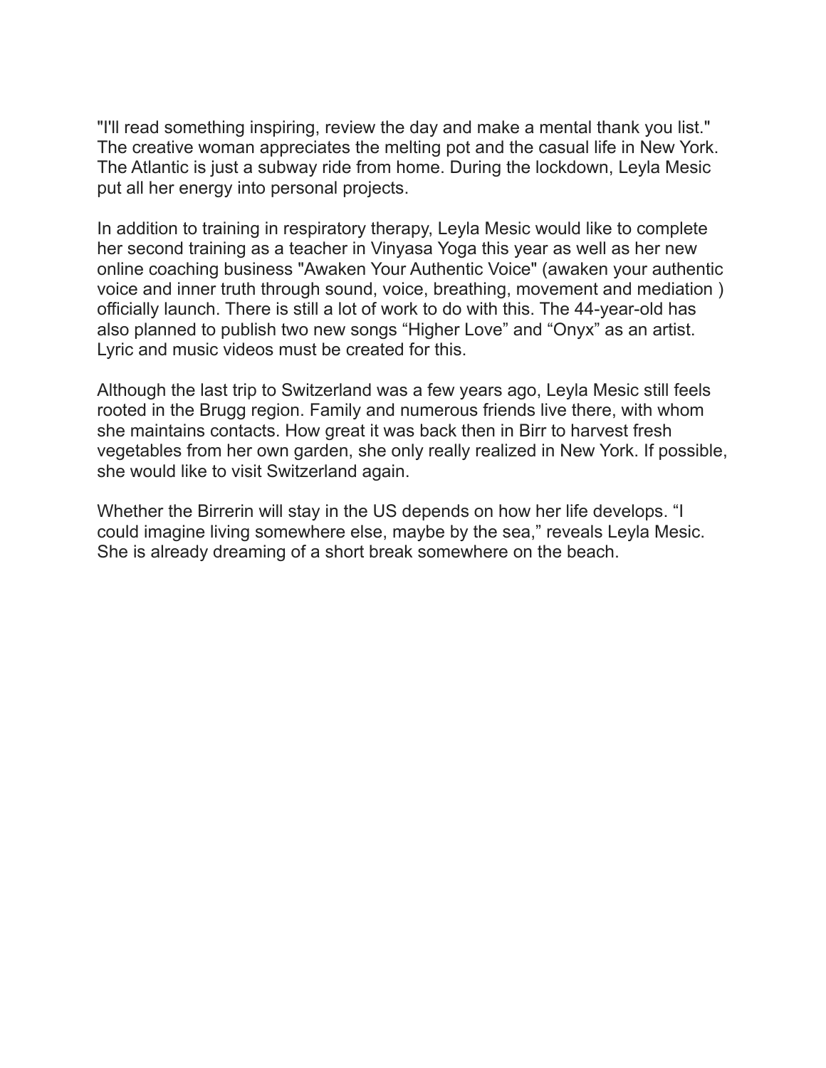"I'll read something inspiring, review the day and make a mental thank you list." The creative woman appreciates the melting pot and the casual life in New York. The Atlantic is just a subway ride from home. During the lockdown, Leyla Mesic put all her energy into personal projects.

In addition to training in respiratory therapy, Leyla Mesic would like to complete her second training as a teacher in Vinyasa Yoga this year as well as her new online coaching business "Awaken Your Authentic Voice" (awaken your authentic voice and inner truth through sound, voice, breathing, movement and mediation ) officially launch. There is still a lot of work to do with this. The 44-year-old has also planned to publish two new songs “Higher Love” and “Onyx” as an artist. Lyric and music videos must be created for this.

Although the last trip to Switzerland was a few years ago, Leyla Mesic still feels rooted in the Brugg region. Family and numerous friends live there, with whom she maintains contacts. How great it was back then in Birr to harvest fresh vegetables from her own garden, she only really realized in New York. If possible, she would like to visit Switzerland again.

Whether the Birrerin will stay in the US depends on how her life develops. “I could imagine living somewhere else, maybe by the sea,” reveals Leyla Mesic. She is already dreaming of a short break somewhere on the beach.